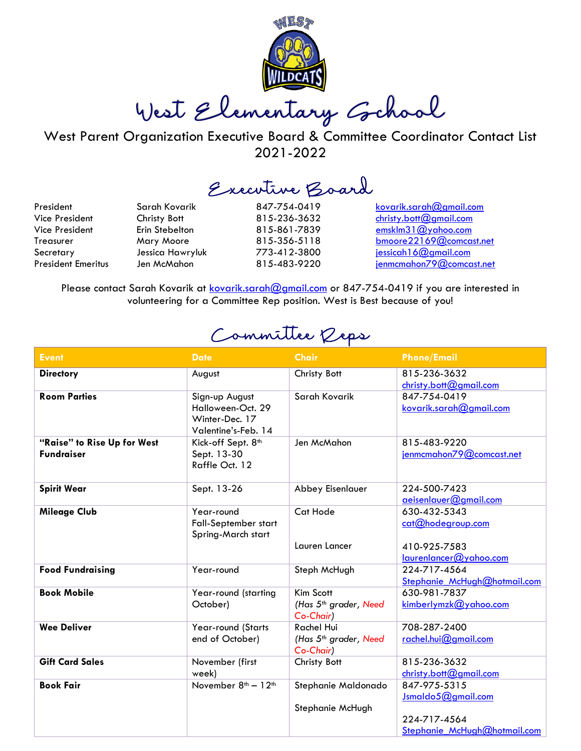# West Elementary School

West Parent Organization Executive Board & Committee Coordinator Contact List
2021-2022

## Executive Board

| | | | |
|---|---|---|---|
| President | Sarah Kovarik | 847-754-0419 | kovarik.sarah@gmail.com |
| Vice President | Christy Bott | 815-236-3632 | christy.bott@gmail.com |
| Vice President | Erin Stebelton | 815-861-7839 | emsklm31@yahoo.com |
| Treasurer | Mary Moore | 815-356-5118 | bmoore22169@comcast.net |
| Secretary | Jessica Hawryluk | 773-412-3800 | jessicah16@gmail.com |
| President Emeritus | Jen McMahon | 815-483-9220 | jenmcmahon79@comcast.net |

Please contact Sarah Kovarik at kovarik.sarah@gmail.com or 847-754-0419 if you are interested in volunteering for a Committee Rep position. West is Best because of you!

## Committee Reps

| Event | Date | Chair | Phone/Email |
|---|---|---|---|
| **Directory** | August | Christy Bott | 815-236-3632 christy.bott@gmail.com |
| **Room Parties** | Sign-up August<br>Halloween-Oct. 29<br>Winter-Dec. 17<br>Valentine's-Feb. 14 | Sarah Kovarik | 847-754-0419 kovarik.sarah@gmail.com |
| **"Raise" to Rise Up for West Fundraiser** | Kick-off Sept. 8th<br>Sept. 13-30<br>Raffle Oct. 12 | Jen McMahon | 815-483-9220 jenmcmahon79@comcast.net |
| **Spirit Wear** | Sept. 13-26 | Abbey Eisenlauer | 224-500-7423 aeisenlauer@gmail.com |
| **Mileage Club** | Year-round<br>Fall-September start<br>Spring-March start | Cat Hode<br><br>Lauren Lancer | 630-432-5343 cat@hodegroup.com<br><br>410-925-7583 laurenlancer@yahoo.com |
| **Food Fundraising** | Year-round | Steph McHugh | 224-717-4564 Stephanie_McHugh@hotmail.com |
| **Book Mobile** | Year-round (starting October) | Kim Scott<br>*(Has 5th grader, Need Co-Chair)* | 630-981-7837 kimberlymzk@yahoo.com |
| **Wee Deliver** | Year-round (Starts end of October) | Rachel Hui<br>*(Has 5th grader, Need Co-Chair)* | 708-287-2400 rachel.hui@gmail.com |
| **Gift Card Sales** | November (first week) | Christy Bott | 815-236-3632 christy.bott@gmail.com |
| **Book Fair** | November 8th – 12th | Stephanie Maldonado<br><br>Stephanie McHugh | 847-975-5315 Jsmaldo5@gmail.com<br><br>224-717-4564 Stephanie_McHugh@hotmail.com |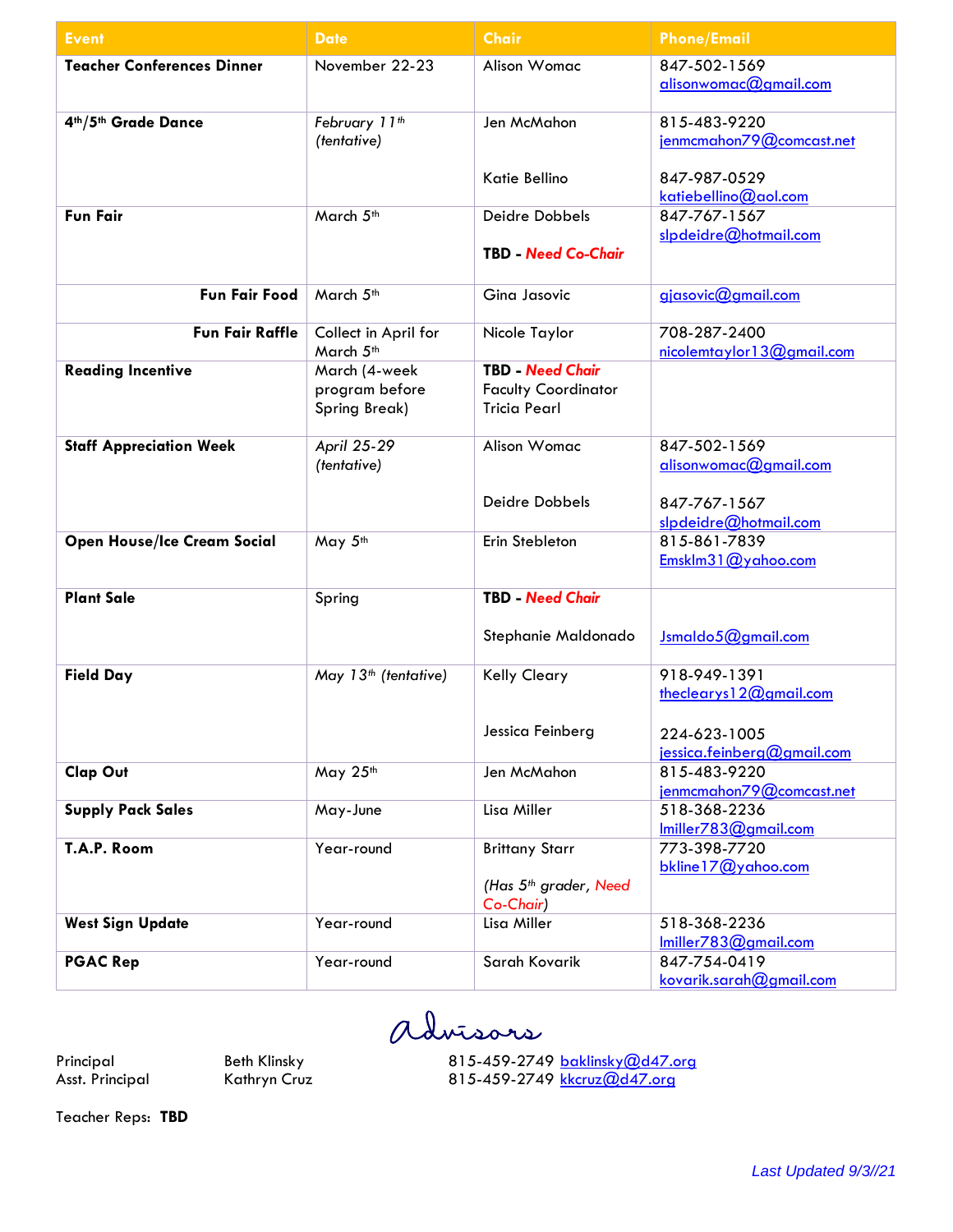| Event | Date | Chair | Phone/Email |
|---|---|---|---|
| **Teacher Conferences Dinner** | November 22-23 | Alison Womac | 847-502-1569 alisonwomac@gmail.com |
| **4th/5th Grade Dance** | *February 11th (tentative)* | Jen McMahon<br>Katie Bellino | 815-483-9220 jenmcmahon79@comcast.net<br>847-987-0529 katiebellino@aol.com |
| **Fun Fair** | March 5th | Deidre Dobbels<br>**TBD - *Need Co-Chair*** | 847-767-1567 slpdeidre@hotmail.com |
| **Fun Fair Food** | March 5th | Gina Jasovic | gjasovic@gmail.com |
| **Fun Fair Raffle** | Collect in April for March 5th | Nicole Taylor | 708-287-2400 nicolemtaylor13@gmail.com |
| **Reading Incentive** | March (4-week program before Spring Break) | **TBD - *Need Chair***<br>Faculty Coordinator Tricia Pearl | |
| **Staff Appreciation Week** | *April 25-29 (tentative)* | Alison Womac<br>Deidre Dobbels | 847-502-1569 alisonwomac@gmail.com<br>847-767-1567 slpdeidre@hotmail.com |
| **Open House/Ice Cream Social** | May 5th | Erin Stebleton | 815-861-7839 Emsklm31@yahoo.com |
| **Plant Sale** | Spring | **TBD - *Need Chair***<br>Stephanie Maldonado | Jsmaldo5@gmail.com |
| **Field Day** | *May 13th (tentative)* | Kelly Cleary<br>Jessica Feinberg | 918-949-1391 theclearys12@gmail.com<br>224-623-1005 jessica.feinberg@gmail.com |
| **Clap Out** | May 25th | Jen McMahon | 815-483-9220 jenmcmahon79@comcast.net |
| **Supply Pack Sales** | May-June | Lisa Miller | 518-368-2236 lmiller783@gmail.com |
| **T.A.P. Room** | Year-round | Brittany Starr<br>*(Has 5th grader, Need Co-Chair)* | 773-398-7720 bkline17@yahoo.com |
| **West Sign Update** | Year-round | Lisa Miller | 518-368-2236 lmiller783@gmail.com |
| **PGAC Rep** | Year-round | Sarah Kovarik | 847-754-0419 kovarik.sarah@gmail.com |

## Advisors

| | | |
|---|---|---|
| Principal | Beth Klinsky | 815-459-2749 baklinsky@d47.org |
| Asst. Principal | Kathryn Cruz | 815-459-2749 kkcruz@d47.org |

Teacher Reps: **TBD**

*Last Updated 9/3//21*